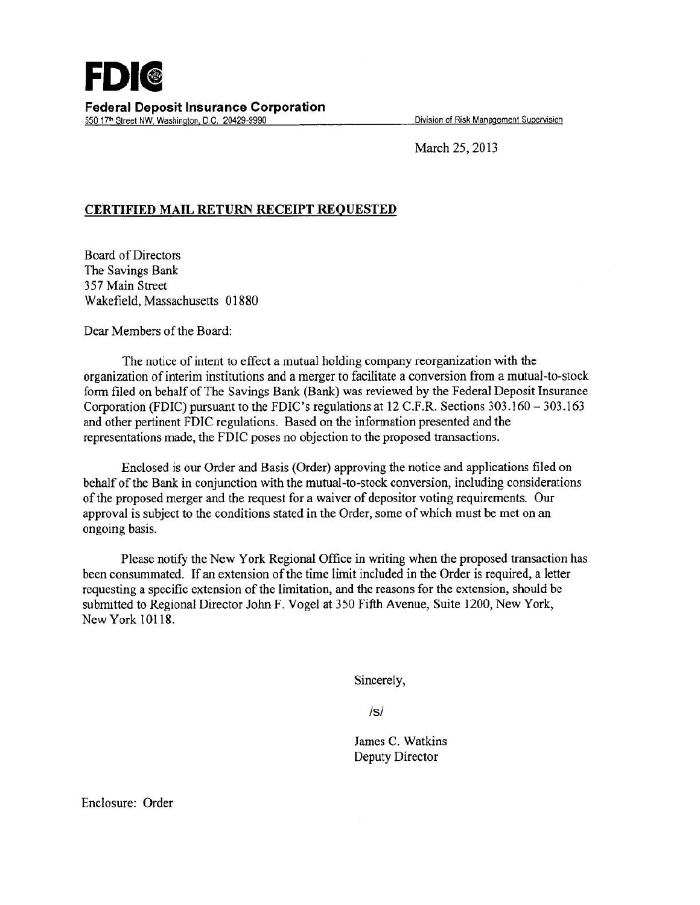**FDIC**

**Federal Deposit Insurance Corporation**

550 17th Street NW, Washington, D.C. 20429-9990

Division of Risk Management Supervision

March 25, 2013

**CERTIFIED MAIL RETURN RECEIPT REQUESTED**

Board of Directors
The Savings Bank
357 Main Street
Wakefield, Massachusetts 01880

Dear Members of the Board:

The notice of intent to effect a mutual holding company reorganization with the organization of interim institutions and a merger to facilitate a conversion from a mutual-to-stock form filed on behalf of The Savings Bank (Bank) was reviewed by the Federal Deposit Insurance Corporation (FDIC) pursuant to the FDIC's regulations at 12 C.F.R. Sections 303.160 – 303.163 and other pertinent FDIC regulations. Based on the information presented and the representations made, the FDIC poses no objection to the proposed transactions.

Enclosed is our Order and Basis (Order) approving the notice and applications filed on behalf of the Bank in conjunction with the mutual-to-stock conversion, including considerations of the proposed merger and the request for a waiver of depositor voting requirements. Our approval is subject to the conditions stated in the Order, some of which must be met on an ongoing basis.

Please notify the New York Regional Office in writing when the proposed transaction has been consummated. If an extension of the time limit included in the Order is required, a letter requesting a specific extension of the limitation, and the reasons for the extension, should be submitted to Regional Director John F. Vogel at 350 Fifth Avenue, Suite 1200, New York, New York 10118.

Sincerely,

/S/

James C. Watkins
Deputy Director

Enclosure: Order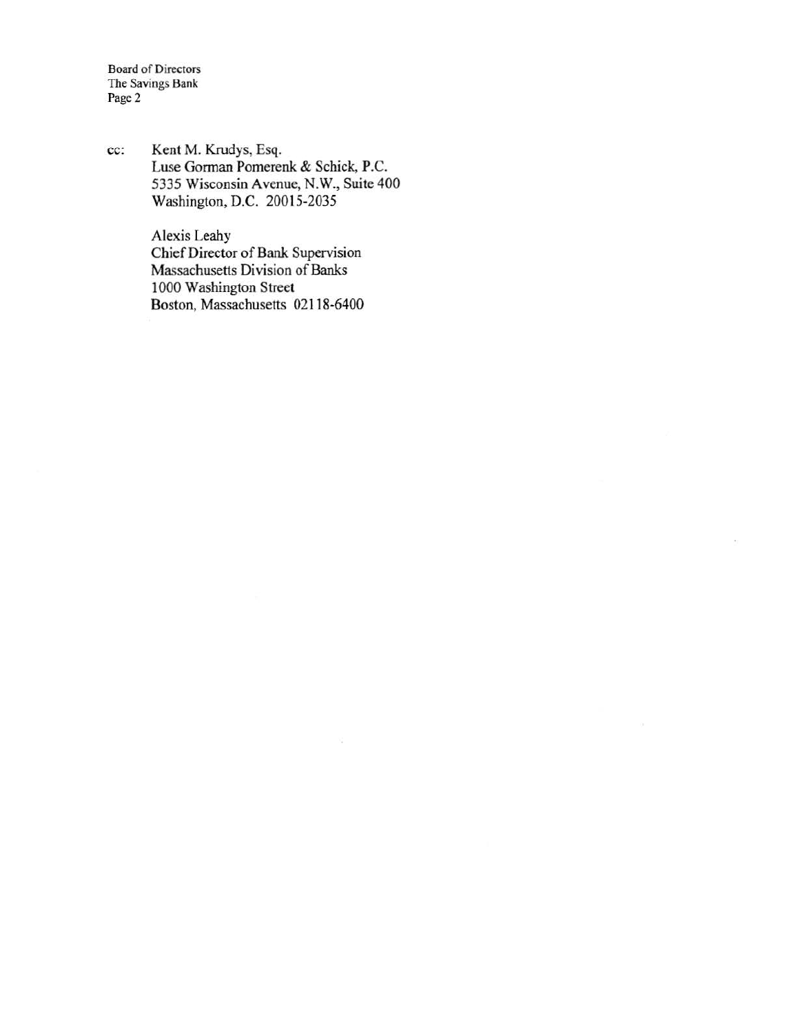cc: Kent M. Krudys, Esq.
Luse Gorman Pomerenk & Schick, P.C.
5335 Wisconsin Avenue, N.W., Suite 400
Washington, D.C. 20015-2035

Alexis Leahy
Chief Director of Bank Supervision
Massachusetts Division of Banks
1000 Washington Street
Boston, Massachusetts 02118-6400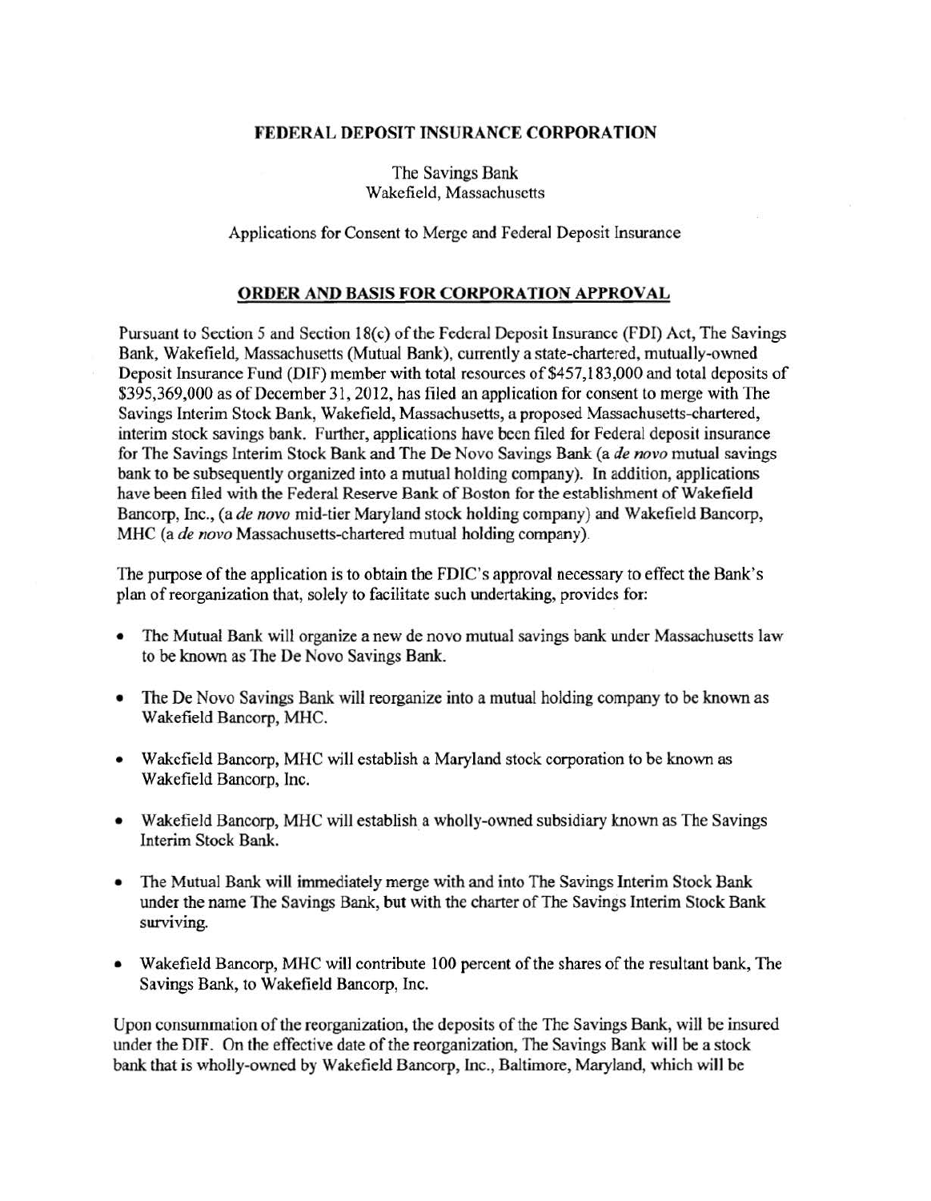**FEDERAL DEPOSIT INSURANCE CORPORATION**

The Savings Bank
Wakefield, Massachusetts

Applications for Consent to Merge and Federal Deposit Insurance

**ORDER AND BASIS FOR CORPORATION APPROVAL**

Pursuant to Section 5 and Section 18(c) of the Federal Deposit Insurance (FDI) Act, The Savings Bank, Wakefield, Massachusetts (Mutual Bank), currently a state-chartered, mutually-owned Deposit Insurance Fund (DIF) member with total resources of $457,183,000 and total deposits of $395,369,000 as of December 31, 2012, has filed an application for consent to merge with The Savings Interim Stock Bank, Wakefield, Massachusetts, a proposed Massachusetts-chartered, interim stock savings bank. Further, applications have been filed for Federal deposit insurance for The Savings Interim Stock Bank and The De Novo Savings Bank (a *de novo* mutual savings bank to be subsequently organized into a mutual holding company). In addition, applications have been filed with the Federal Reserve Bank of Boston for the establishment of Wakefield Bancorp, Inc., (a *de novo* mid-tier Maryland stock holding company) and Wakefield Bancorp, MHC (a *de novo* Massachusetts-chartered mutual holding company).

The purpose of the application is to obtain the FDIC's approval necessary to effect the Bank's plan of reorganization that, solely to facilitate such undertaking, provides for:

- The Mutual Bank will organize a new de novo mutual savings bank under Massachusetts law to be known as The De Novo Savings Bank.
- The De Novo Savings Bank will reorganize into a mutual holding company to be known as Wakefield Bancorp, MHC.
- Wakefield Bancorp, MHC will establish a Maryland stock corporation to be known as Wakefield Bancorp, Inc.
- Wakefield Bancorp, MHC will establish a wholly-owned subsidiary known as The Savings Interim Stock Bank.
- The Mutual Bank will immediately merge with and into The Savings Interim Stock Bank under the name The Savings Bank, but with the charter of The Savings Interim Stock Bank surviving.
- Wakefield Bancorp, MHC will contribute 100 percent of the shares of the resultant bank, The Savings Bank, to Wakefield Bancorp, Inc.

Upon consummation of the reorganization, the deposits of the The Savings Bank, will be insured under the DIF. On the effective date of the reorganization, The Savings Bank will be a stock bank that is wholly-owned by Wakefield Bancorp, Inc., Baltimore, Maryland, which will be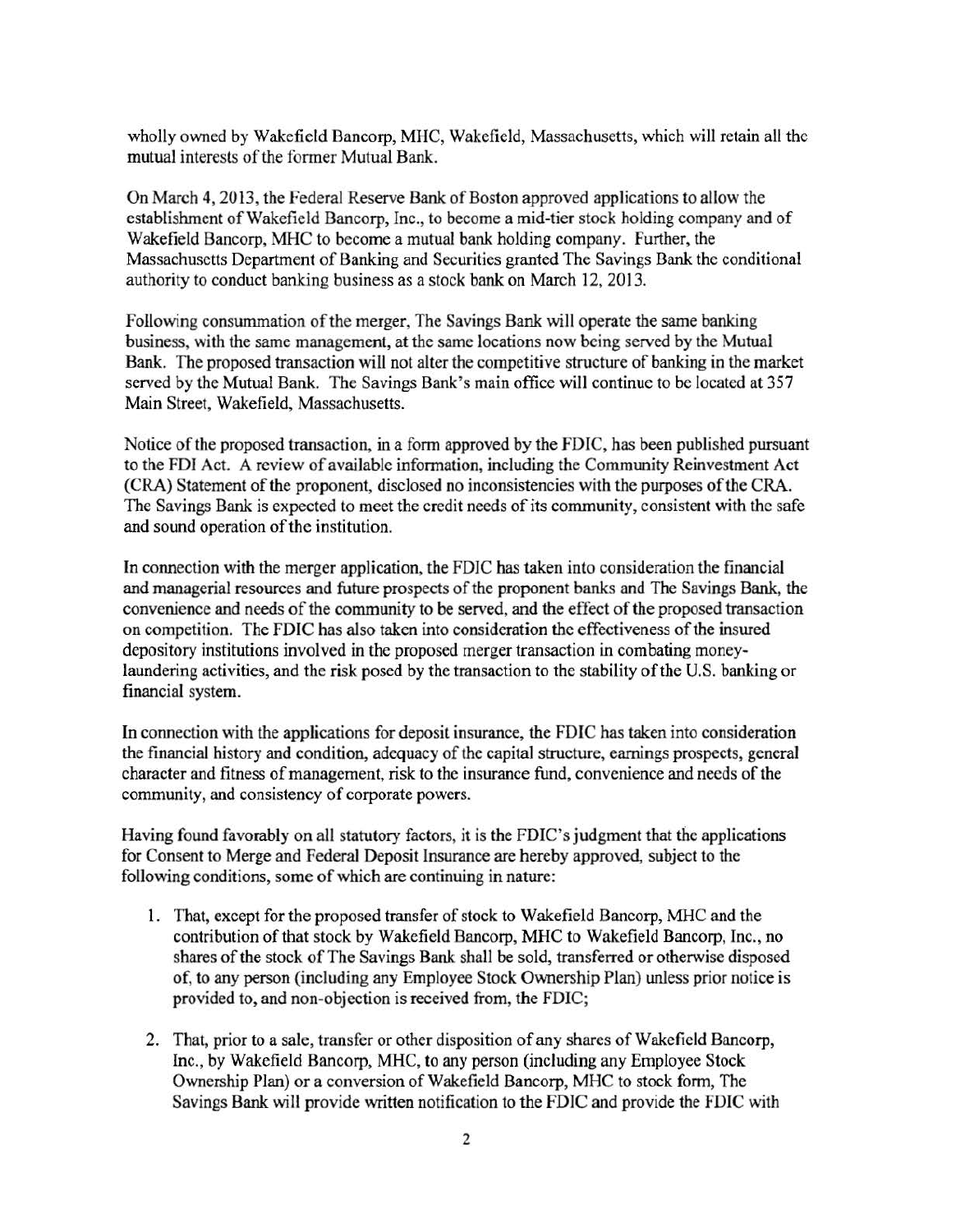wholly owned by Wakefield Bancorp, MHC, Wakefield, Massachusetts, which will retain all the mutual interests of the former Mutual Bank.

On March 4, 2013, the Federal Reserve Bank of Boston approved applications to allow the establishment of Wakefield Bancorp, Inc., to become a mid-tier stock holding company and of Wakefield Bancorp, MHC to become a mutual bank holding company. Further, the Massachusetts Department of Banking and Securities granted The Savings Bank the conditional authority to conduct banking business as a stock bank on March 12, 2013.

Following consummation of the merger, The Savings Bank will operate the same banking business, with the same management, at the same locations now being served by the Mutual Bank. The proposed transaction will not alter the competitive structure of banking in the market served by the Mutual Bank. The Savings Bank's main office will continue to be located at 357 Main Street, Wakefield, Massachusetts.

Notice of the proposed transaction, in a form approved by the FDIC, has been published pursuant to the FDI Act. A review of available information, including the Community Reinvestment Act (CRA) Statement of the proponent, disclosed no inconsistencies with the purposes of the CRA. The Savings Bank is expected to meet the credit needs of its community, consistent with the safe and sound operation of the institution.

In connection with the merger application, the FDIC has taken into consideration the financial and managerial resources and future prospects of the proponent banks and The Savings Bank, the convenience and needs of the community to be served, and the effect of the proposed transaction on competition. The FDIC has also taken into consideration the effectiveness of the insured depository institutions involved in the proposed merger transaction in combating money-laundering activities, and the risk posed by the transaction to the stability of the U.S. banking or financial system.

In connection with the applications for deposit insurance, the FDIC has taken into consideration the financial history and condition, adequacy of the capital structure, earnings prospects, general character and fitness of management, risk to the insurance fund, convenience and needs of the community, and consistency of corporate powers.

Having found favorably on all statutory factors, it is the FDIC's judgment that the applications for Consent to Merge and Federal Deposit Insurance are hereby approved, subject to the following conditions, some of which are continuing in nature:

1. That, except for the proposed transfer of stock to Wakefield Bancorp, MHC and the contribution of that stock by Wakefield Bancorp, MHC to Wakefield Bancorp, Inc., no shares of the stock of The Savings Bank shall be sold, transferred or otherwise disposed of, to any person (including any Employee Stock Ownership Plan) unless prior notice is provided to, and non-objection is received from, the FDIC;

2. That, prior to a sale, transfer or other disposition of any shares of Wakefield Bancorp, Inc., by Wakefield Bancorp, MHC, to any person (including any Employee Stock Ownership Plan) or a conversion of Wakefield Bancorp, MHC to stock form, The Savings Bank will provide written notification to the FDIC and provide the FDIC with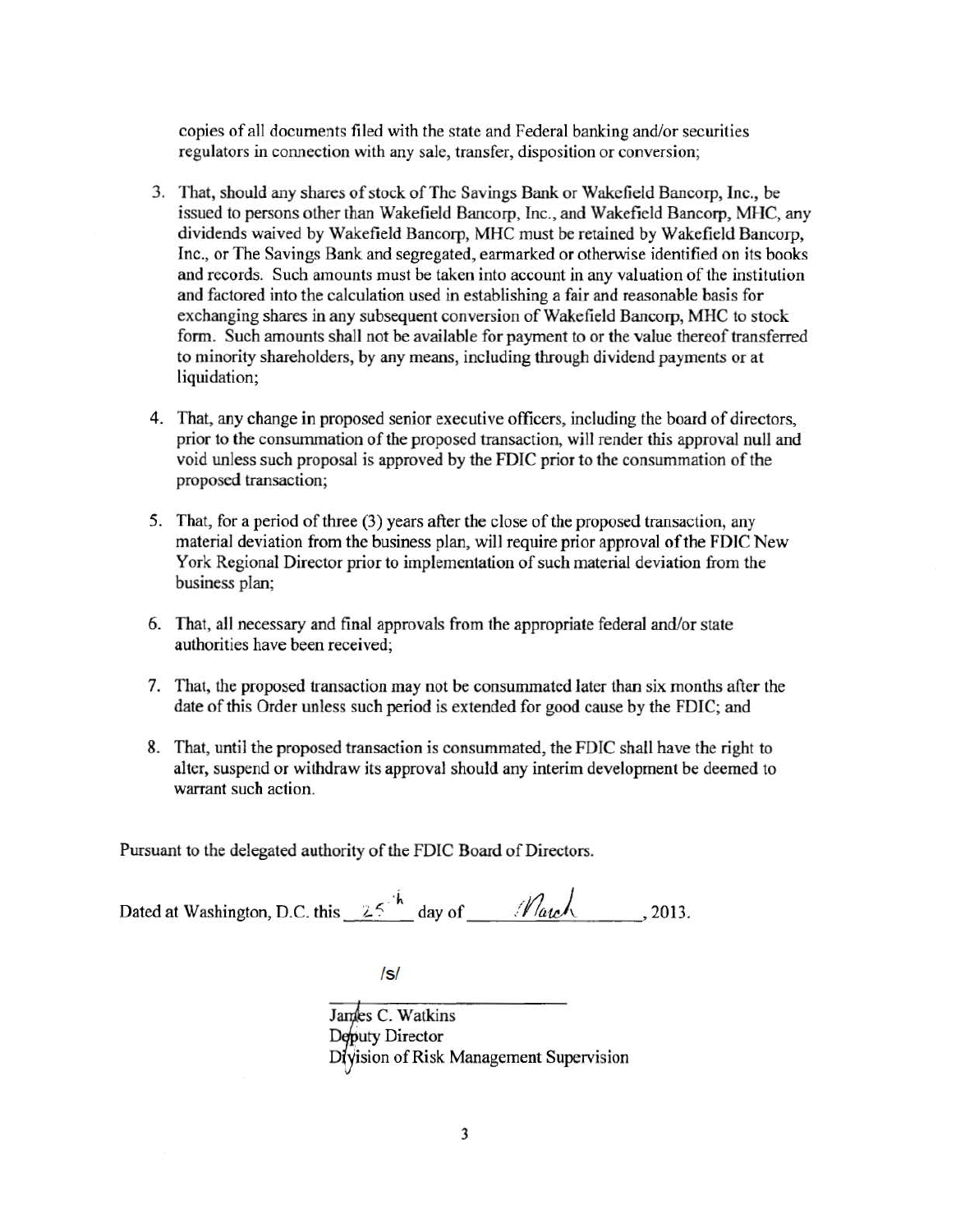copies of all documents filed with the state and Federal banking and/or securities regulators in connection with any sale, transfer, disposition or conversion;

3. That, should any shares of stock of The Savings Bank or Wakefield Bancorp, Inc., be issued to persons other than Wakefield Bancorp, Inc., and Wakefield Bancorp, MHC, any dividends waived by Wakefield Bancorp, MHC must be retained by Wakefield Bancorp, Inc., or The Savings Bank and segregated, earmarked or otherwise identified on its books and records. Such amounts must be taken into account in any valuation of the institution and factored into the calculation used in establishing a fair and reasonable basis for exchanging shares in any subsequent conversion of Wakefield Bancorp, MHC to stock form. Such amounts shall not be available for payment to or the value thereof transferred to minority shareholders, by any means, including through dividend payments or at liquidation;

4. That, any change in proposed senior executive officers, including the board of directors, prior to the consummation of the proposed transaction, will render this approval null and void unless such proposal is approved by the FDIC prior to the consummation of the proposed transaction;

5. That, for a period of three (3) years after the close of the proposed transaction, any material deviation from the business plan, will require prior approval of the FDIC New York Regional Director prior to implementation of such material deviation from the business plan;

6. That, all necessary and final approvals from the appropriate federal and/or state authorities have been received;

7. That, the proposed transaction may not be consummated later than six months after the date of this Order unless such period is extended for good cause by the FDIC; and

8. That, until the proposed transaction is consummated, the FDIC shall have the right to alter, suspend or withdraw its approval should any interim development be deemed to warrant such action.

Pursuant to the delegated authority of the FDIC Board of Directors.

Dated at Washington, D.C. this 25th day of March, 2013.

/s/

James C. Watkins
Deputy Director
Division of Risk Management Supervision